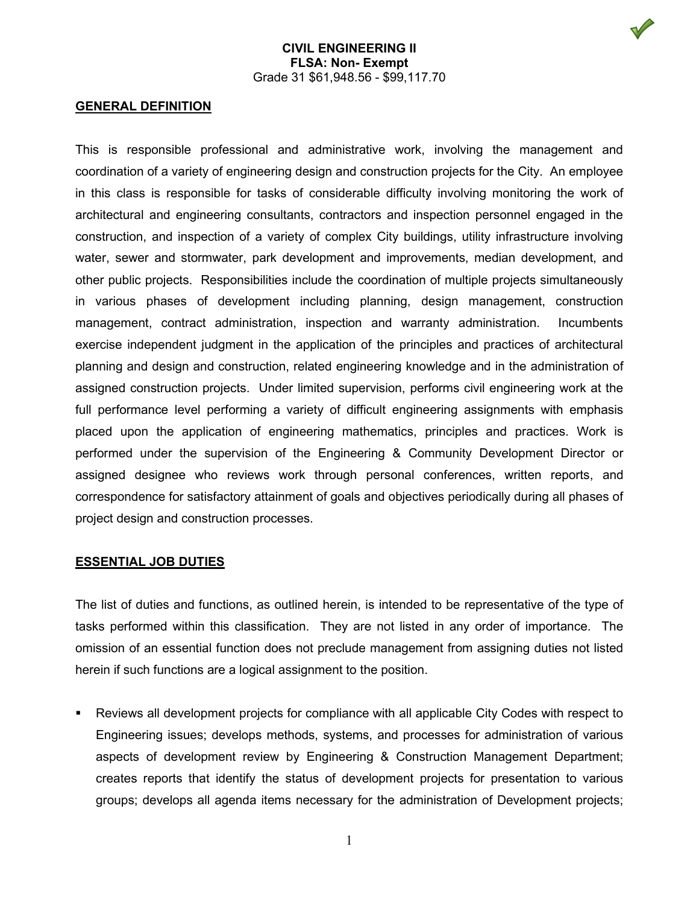**CIVIL ENGINEERING II**
**FLSA: Non- Exempt**
Grade 31 $61,948.56 - $99,117.70

## GENERAL DEFINITION

This is responsible professional and administrative work, involving the management and coordination of a variety of engineering design and construction projects for the City. An employee in this class is responsible for tasks of considerable difficulty involving monitoring the work of architectural and engineering consultants, contractors and inspection personnel engaged in the construction, and inspection of a variety of complex City buildings, utility infrastructure involving water, sewer and stormwater, park development and improvements, median development, and other public projects. Responsibilities include the coordination of multiple projects simultaneously in various phases of development including planning, design management, construction management, contract administration, inspection and warranty administration. Incumbents exercise independent judgment in the application of the principles and practices of architectural planning and design and construction, related engineering knowledge and in the administration of assigned construction projects. Under limited supervision, performs civil engineering work at the full performance level performing a variety of difficult engineering assignments with emphasis placed upon the application of engineering mathematics, principles and practices. Work is performed under the supervision of the Engineering & Community Development Director or assigned designee who reviews work through personal conferences, written reports, and correspondence for satisfactory attainment of goals and objectives periodically during all phases of project design and construction processes.

## ESSENTIAL JOB DUTIES

The list of duties and functions, as outlined herein, is intended to be representative of the type of tasks performed within this classification. They are not listed in any order of importance. The omission of an essential function does not preclude management from assigning duties not listed herein if such functions are a logical assignment to the position.

- Reviews all development projects for compliance with all applicable City Codes with respect to Engineering issues; develops methods, systems, and processes for administration of various aspects of development review by Engineering & Construction Management Department; creates reports that identify the status of development projects for presentation to various groups; develops all agenda items necessary for the administration of Development projects;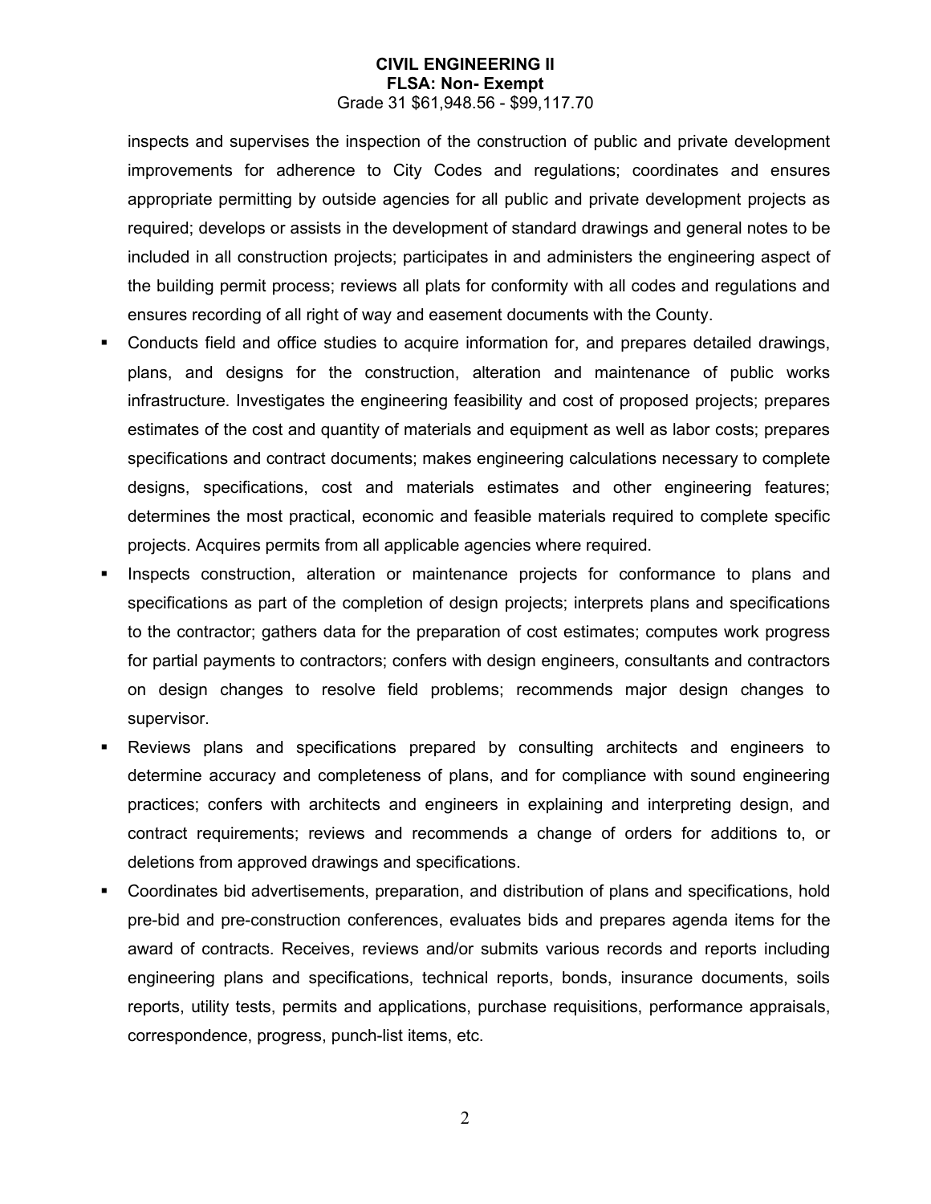inspects and supervises the inspection of the construction of public and private development improvements for adherence to City Codes and regulations; coordinates and ensures appropriate permitting by outside agencies for all public and private development projects as required; develops or assists in the development of standard drawings and general notes to be included in all construction projects; participates in and administers the engineering aspect of the building permit process; reviews all plats for conformity with all codes and regulations and ensures recording of all right of way and easement documents with the County.

- Conducts field and office studies to acquire information for, and prepares detailed drawings, plans, and designs for the construction, alteration and maintenance of public works infrastructure. Investigates the engineering feasibility and cost of proposed projects; prepares estimates of the cost and quantity of materials and equipment as well as labor costs; prepares specifications and contract documents; makes engineering calculations necessary to complete designs, specifications, cost and materials estimates and other engineering features; determines the most practical, economic and feasible materials required to complete specific projects. Acquires permits from all applicable agencies where required.
- Inspects construction, alteration or maintenance projects for conformance to plans and specifications as part of the completion of design projects; interprets plans and specifications to the contractor; gathers data for the preparation of cost estimates; computes work progress for partial payments to contractors; confers with design engineers, consultants and contractors on design changes to resolve field problems; recommends major design changes to supervisor.
- Reviews plans and specifications prepared by consulting architects and engineers to determine accuracy and completeness of plans, and for compliance with sound engineering practices; confers with architects and engineers in explaining and interpreting design, and contract requirements; reviews and recommends a change of orders for additions to, or deletions from approved drawings and specifications.
- Coordinates bid advertisements, preparation, and distribution of plans and specifications, hold pre-bid and pre-construction conferences, evaluates bids and prepares agenda items for the award of contracts. Receives, reviews and/or submits various records and reports including engineering plans and specifications, technical reports, bonds, insurance documents, soils reports, utility tests, permits and applications, purchase requisitions, performance appraisals, correspondence, progress, punch-list items, etc.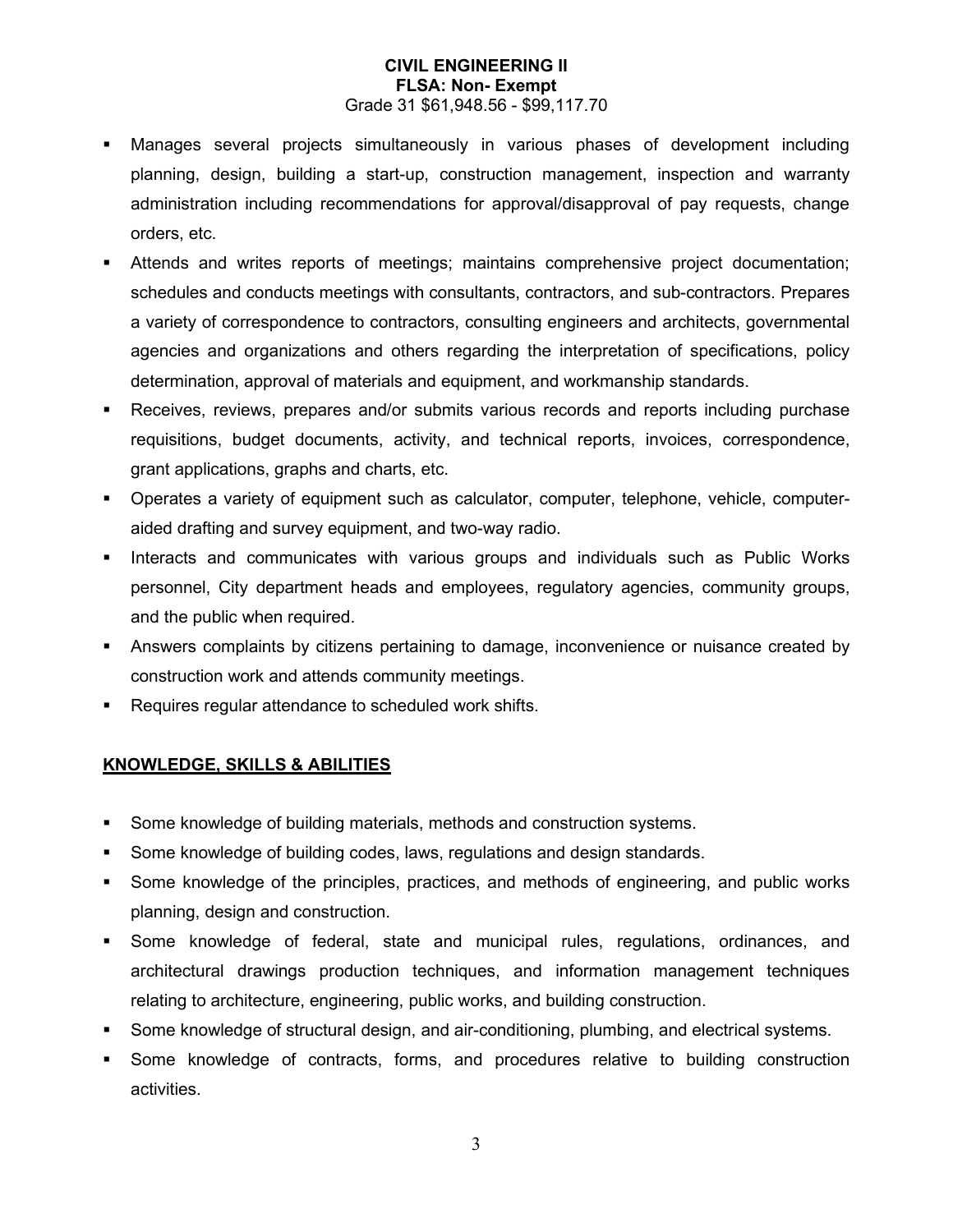**CIVIL ENGINEERING II**
**FLSA: Non- Exempt**
Grade 31 $61,948.56 - $99,117.70

- Manages several projects simultaneously in various phases of development including planning, design, building a start-up, construction management, inspection and warranty administration including recommendations for approval/disapproval of pay requests, change orders, etc.
- Attends and writes reports of meetings; maintains comprehensive project documentation; schedules and conducts meetings with consultants, contractors, and sub-contractors. Prepares a variety of correspondence to contractors, consulting engineers and architects, governmental agencies and organizations and others regarding the interpretation of specifications, policy determination, approval of materials and equipment, and workmanship standards.
- Receives, reviews, prepares and/or submits various records and reports including purchase requisitions, budget documents, activity, and technical reports, invoices, correspondence, grant applications, graphs and charts, etc.
- Operates a variety of equipment such as calculator, computer, telephone, vehicle, computer-aided drafting and survey equipment, and two-way radio.
- Interacts and communicates with various groups and individuals such as Public Works personnel, City department heads and employees, regulatory agencies, community groups, and the public when required.
- Answers complaints by citizens pertaining to damage, inconvenience or nuisance created by construction work and attends community meetings.
- Requires regular attendance to scheduled work shifts.

## KNOWLEDGE, SKILLS & ABILITIES

- Some knowledge of building materials, methods and construction systems.
- Some knowledge of building codes, laws, regulations and design standards.
- Some knowledge of the principles, practices, and methods of engineering, and public works planning, design and construction.
- Some knowledge of federal, state and municipal rules, regulations, ordinances, and architectural drawings production techniques, and information management techniques relating to architecture, engineering, public works, and building construction.
- Some knowledge of structural design, and air-conditioning, plumbing, and electrical systems.
- Some knowledge of contracts, forms, and procedures relative to building construction activities.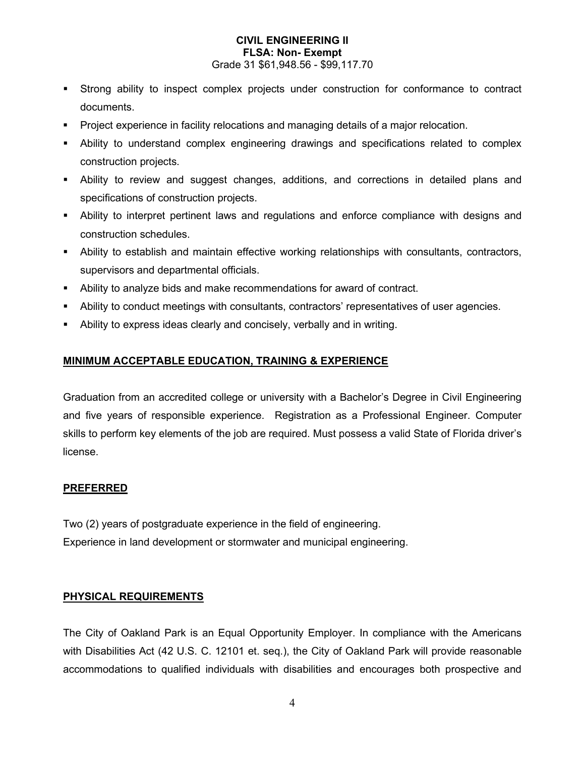**CIVIL ENGINEERING II**
**FLSA: Non- Exempt**
Grade 31 $61,948.56 - $99,117.70

- Strong ability to inspect complex projects under construction for conformance to contract documents.
- Project experience in facility relocations and managing details of a major relocation.
- Ability to understand complex engineering drawings and specifications related to complex construction projects.
- Ability to review and suggest changes, additions, and corrections in detailed plans and specifications of construction projects.
- Ability to interpret pertinent laws and regulations and enforce compliance with designs and construction schedules.
- Ability to establish and maintain effective working relationships with consultants, contractors, supervisors and departmental officials.
- Ability to analyze bids and make recommendations for award of contract.
- Ability to conduct meetings with consultants, contractors' representatives of user agencies.
- Ability to express ideas clearly and concisely, verbally and in writing.

## MINIMUM ACCEPTABLE EDUCATION, TRAINING & EXPERIENCE

Graduation from an accredited college or university with a Bachelor's Degree in Civil Engineering and five years of responsible experience. Registration as a Professional Engineer. Computer skills to perform key elements of the job are required. Must possess a valid State of Florida driver's license.

## PREFERRED

Two (2) years of postgraduate experience in the field of engineering.
Experience in land development or stormwater and municipal engineering.

## PHYSICAL REQUIREMENTS

The City of Oakland Park is an Equal Opportunity Employer. In compliance with the Americans with Disabilities Act (42 U.S. C. 12101 et. seq.), the City of Oakland Park will provide reasonable accommodations to qualified individuals with disabilities and encourages both prospective and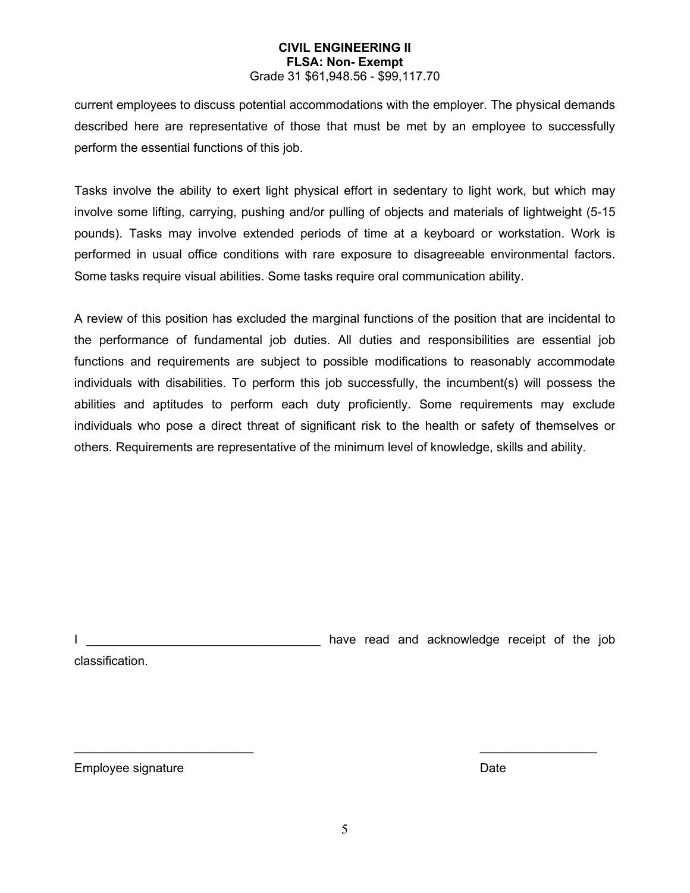current employees to discuss potential accommodations with the employer. The physical demands described here are representative of those that must be met by an employee to successfully perform the essential functions of this job.

Tasks involve the ability to exert light physical effort in sedentary to light work, but which may involve some lifting, carrying, pushing and/or pulling of objects and materials of lightweight (5-15 pounds). Tasks may involve extended periods of time at a keyboard or workstation. Work is performed in usual office conditions with rare exposure to disagreeable environmental factors. Some tasks require visual abilities. Some tasks require oral communication ability.

A review of this position has excluded the marginal functions of the position that are incidental to the performance of fundamental job duties. All duties and responsibilities are essential job functions and requirements are subject to possible modifications to reasonably accommodate individuals with disabilities. To perform this job successfully, the incumbent(s) will possess the abilities and aptitudes to perform each duty proficiently. Some requirements may exclude individuals who pose a direct threat of significant risk to the health or safety of themselves or others. Requirements are representative of the minimum level of knowledge, skills and ability.

I __________________________________ have read and acknowledge receipt of the job classification.

__________________________ _________________

Employee signature Date